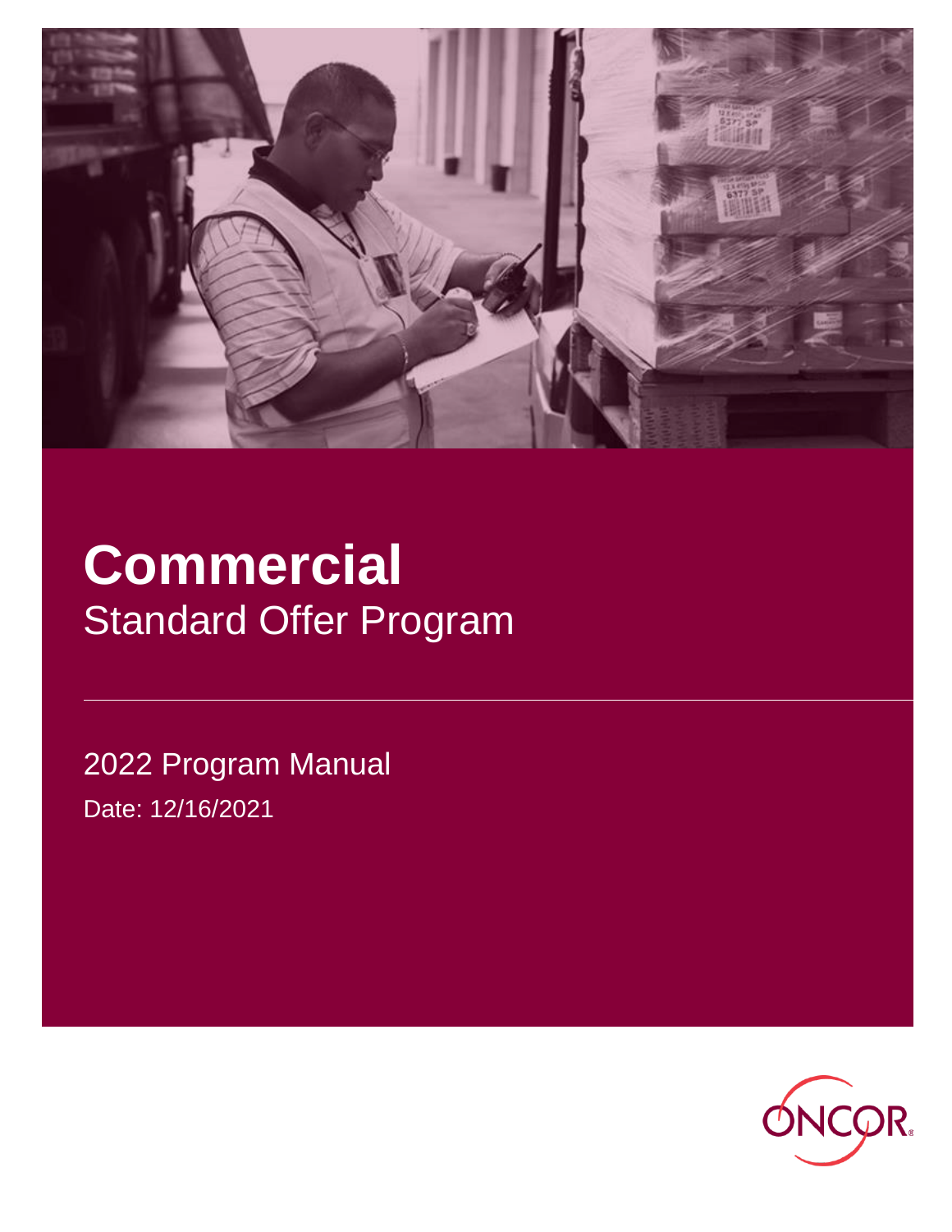# Commercial

## Standard Offer Program

2022 Program Manual

Date: 12/16/2021

ONCOR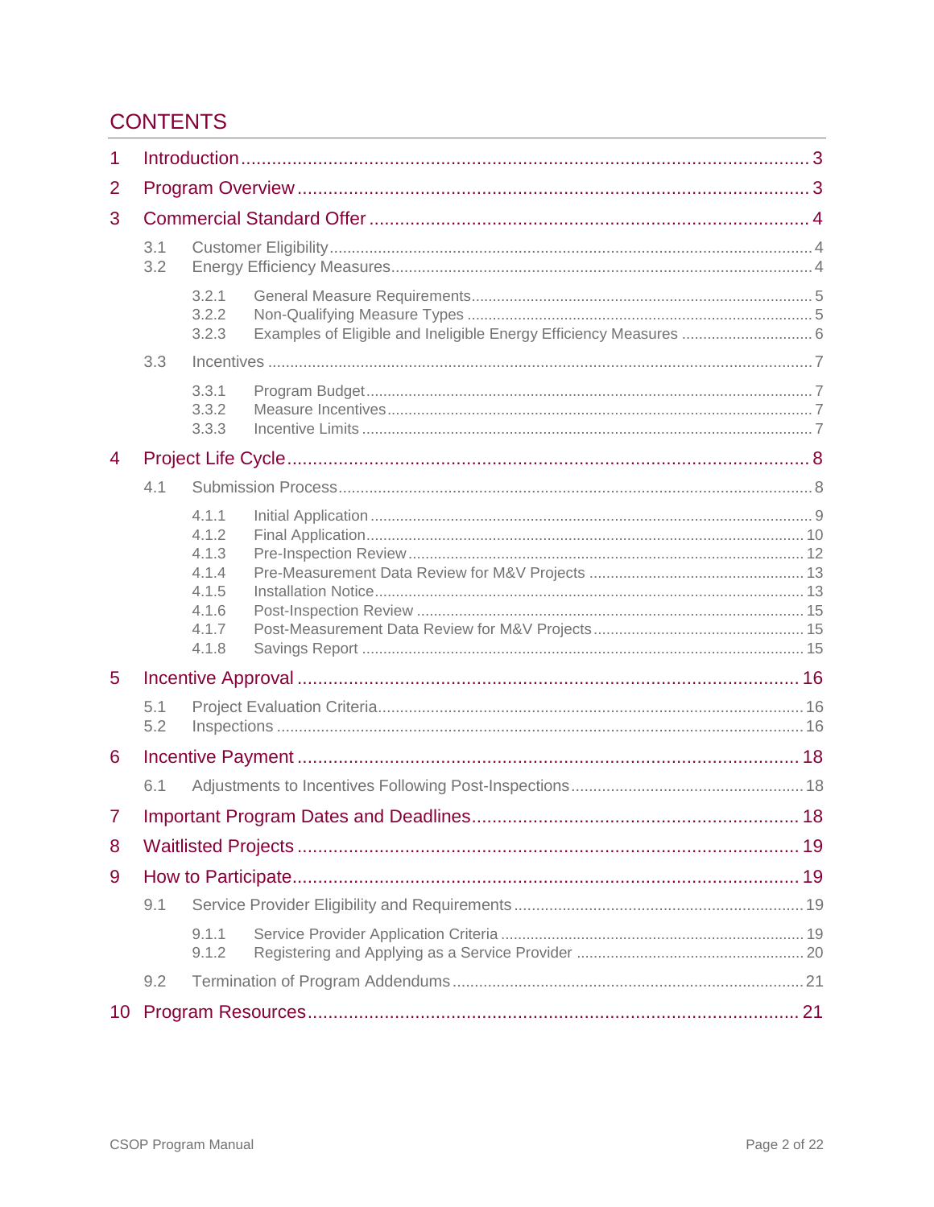# CONTENTS

1 Introduction ... 3

2 Program Overview ... 3

3 Commercial Standard Offer ... 4

- 3.1 Customer Eligibility ... 4
- 3.2 Energy Efficiency Measures ... 4
  - 3.2.1 General Measure Requirements ... 5
  - 3.2.2 Non-Qualifying Measure Types ... 5
  - 3.2.3 Examples of Eligible and Ineligible Energy Efficiency Measures ... 6
- 3.3 Incentives ... 7
  - 3.3.1 Program Budget ... 7
  - 3.3.2 Measure Incentives ... 7
  - 3.3.3 Incentive Limits ... 7

4 Project Life Cycle ... 8

- 4.1 Submission Process ... 8
  - 4.1.1 Initial Application ... 9
  - 4.1.2 Final Application ... 10
  - 4.1.3 Pre-Inspection Review ... 12
  - 4.1.4 Pre-Measurement Data Review for M&V Projects ... 13
  - 4.1.5 Installation Notice ... 13
  - 4.1.6 Post-Inspection Review ... 15
  - 4.1.7 Post-Measurement Data Review for M&V Projects ... 15
  - 4.1.8 Savings Report ... 15

5 Incentive Approval ... 16

- 5.1 Project Evaluation Criteria ... 16
- 5.2 Inspections ... 16

6 Incentive Payment ... 18

- 6.1 Adjustments to Incentives Following Post-Inspections ... 18

7 Important Program Dates and Deadlines ... 18

8 Waitlisted Projects ... 19

9 How to Participate ... 19

- 9.1 Service Provider Eligibility and Requirements ... 19
  - 9.1.1 Service Provider Application Criteria ... 19
  - 9.1.2 Registering and Applying as a Service Provider ... 20
- 9.2 Termination of Program Addendums ... 21

10 Program Resources ... 21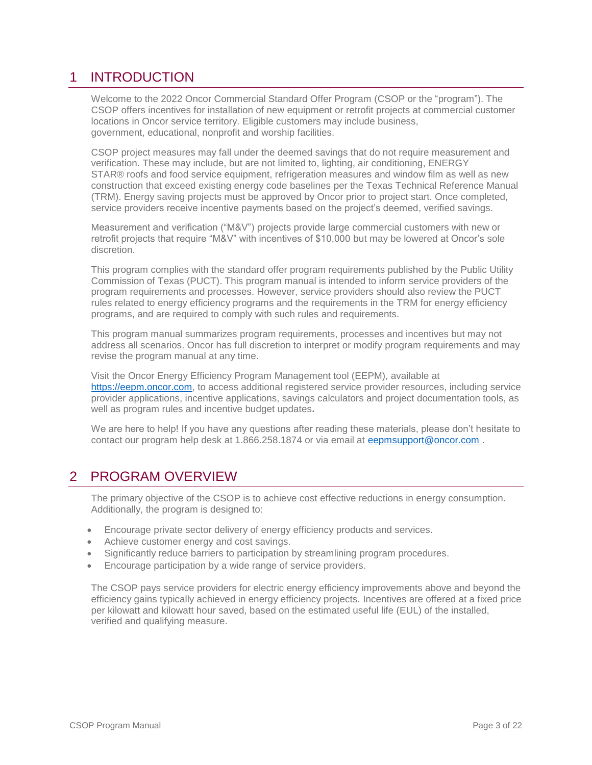# 1 INTRODUCTION

Welcome to the 2022 Oncor Commercial Standard Offer Program (CSOP or the "program"). The CSOP offers incentives for installation of new equipment or retrofit projects at commercial customer locations in Oncor service territory. Eligible customers may include business, government, educational, nonprofit and worship facilities.

CSOP project measures may fall under the deemed savings that do not require measurement and verification. These may include, but are not limited to, lighting, air conditioning, ENERGY STAR® roofs and food service equipment, refrigeration measures and window film as well as new construction that exceed existing energy code baselines per the Texas Technical Reference Manual (TRM). Energy saving projects must be approved by Oncor prior to project start. Once completed, service providers receive incentive payments based on the project's deemed, verified savings.

Measurement and verification ("M&V") projects provide large commercial customers with new or retrofit projects that require "M&V" with incentives of $10,000 but may be lowered at Oncor's sole discretion.

This program complies with the standard offer program requirements published by the Public Utility Commission of Texas (PUCT). This program manual is intended to inform service providers of the program requirements and processes. However, service providers should also review the PUCT rules related to energy efficiency programs and the requirements in the TRM for energy efficiency programs, and are required to comply with such rules and requirements.

This program manual summarizes program requirements, processes and incentives but may not address all scenarios. Oncor has full discretion to interpret or modify program requirements and may revise the program manual at any time.

Visit the Oncor Energy Efficiency Program Management tool (EEPM), available at https://eepm.oncor.com, to access additional registered service provider resources, including service provider applications, incentive applications, savings calculators and project documentation tools, as well as program rules and incentive budget updates.

We are here to help! If you have any questions after reading these materials, please don't hesitate to contact our program help desk at 1.866.258.1874 or via email at eepmsupport@oncor.com .

# 2 PROGRAM OVERVIEW

The primary objective of the CSOP is to achieve cost effective reductions in energy consumption. Additionally, the program is designed to:

- Encourage private sector delivery of energy efficiency products and services.
- Achieve customer energy and cost savings.
- Significantly reduce barriers to participation by streamlining program procedures.
- Encourage participation by a wide range of service providers.

The CSOP pays service providers for electric energy efficiency improvements above and beyond the efficiency gains typically achieved in energy efficiency projects. Incentives are offered at a fixed price per kilowatt and kilowatt hour saved, based on the estimated useful life (EUL) of the installed, verified and qualifying measure.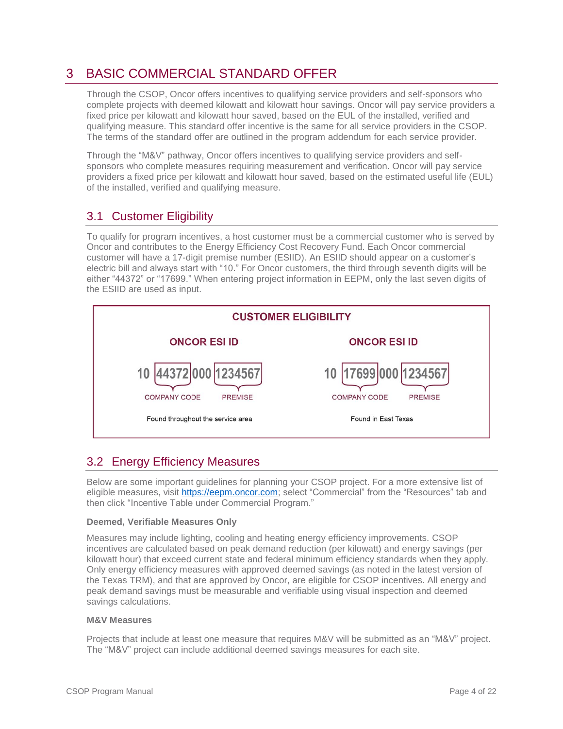# 3 BASIC COMMERCIAL STANDARD OFFER

Through the CSOP, Oncor offers incentives to qualifying service providers and self-sponsors who complete projects with deemed kilowatt and kilowatt hour savings. Oncor will pay service providers a fixed price per kilowatt and kilowatt hour saved, based on the EUL of the installed, verified and qualifying measure. This standard offer incentive is the same for all service providers in the CSOP. The terms of the standard offer are outlined in the program addendum for each service provider.

Through the "M&V" pathway, Oncor offers incentives to qualifying service providers and self-sponsors who complete measures requiring measurement and verification. Oncor will pay service providers a fixed price per kilowatt and kilowatt hour saved, based on the estimated useful life (EUL) of the installed, verified and qualifying measure.

## 3.1 Customer Eligibility

To qualify for program incentives, a host customer must be a commercial customer who is served by Oncor and contributes to the Energy Efficiency Cost Recovery Fund. Each Oncor commercial customer will have a 17-digit premise number (ESIID). An ESIID should appear on a customer's electric bill and always start with "10." For Oncor customers, the third through seventh digits will be either "44372" or "17699." When entering project information in EEPM, only the last seven digits of the ESIID are used as input.

**CUSTOMER ELIGIBILITY**

| ONCOR ESI ID | ONCOR ESI ID |
|---|---|
| 10 [44372] 000 [1234567] | 10 [17699] 000 [1234567] |
| 44372 = COMPANY CODE; 1234567 = PREMISE | 17699 = COMPANY CODE; 1234567 = PREMISE |
| Found throughout the service area | Found in East Texas |

## 3.2 Energy Efficiency Measures

Below are some important guidelines for planning your CSOP project. For a more extensive list of eligible measures, visit https://eepm.oncor.com; select "Commercial" from the "Resources" tab and then click "Incentive Table under Commercial Program."

**Deemed, Verifiable Measures Only**

Measures may include lighting, cooling and heating energy efficiency improvements. CSOP incentives are calculated based on peak demand reduction (per kilowatt) and energy savings (per kilowatt hour) that exceed current state and federal minimum efficiency standards when they apply. Only energy efficiency measures with approved deemed savings (as noted in the latest version of the Texas TRM), and that are approved by Oncor, are eligible for CSOP incentives. All energy and peak demand savings must be measurable and verifiable using visual inspection and deemed savings calculations.

**M&V Measures**

Projects that include at least one measure that requires M&V will be submitted as an "M&V" project. The "M&V" project can include additional deemed savings measures for each site.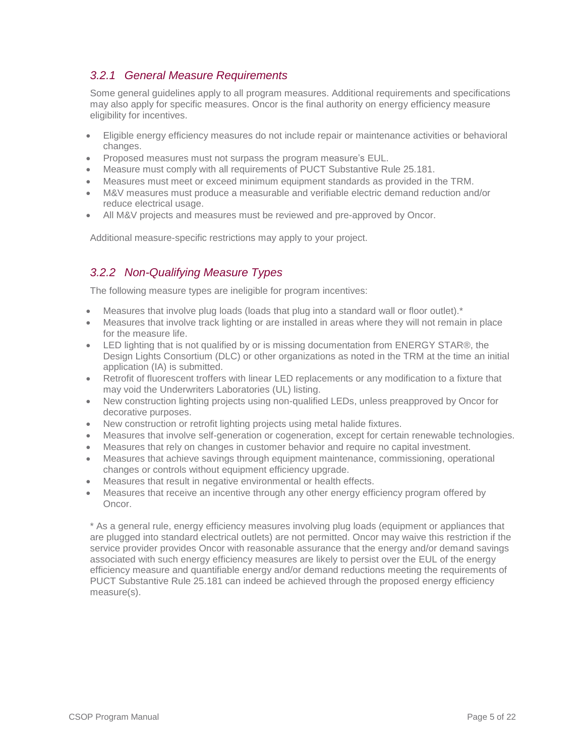### *3.2.1 General Measure Requirements*

Some general guidelines apply to all program measures. Additional requirements and specifications may also apply for specific measures. Oncor is the final authority on energy efficiency measure eligibility for incentives.

- Eligible energy efficiency measures do not include repair or maintenance activities or behavioral changes.
- Proposed measures must not surpass the program measure's EUL.
- Measure must comply with all requirements of PUCT Substantive Rule 25.181.
- Measures must meet or exceed minimum equipment standards as provided in the TRM.
- M&V measures must produce a measurable and verifiable electric demand reduction and/or reduce electrical usage.
- All M&V projects and measures must be reviewed and pre-approved by Oncor.

Additional measure-specific restrictions may apply to your project.

### *3.2.2 Non-Qualifying Measure Types*

The following measure types are ineligible for program incentives:

- Measures that involve plug loads (loads that plug into a standard wall or floor outlet).*
- Measures that involve track lighting or are installed in areas where they will not remain in place for the measure life.
- LED lighting that is not qualified by or is missing documentation from ENERGY STAR®, the Design Lights Consortium (DLC) or other organizations as noted in the TRM at the time an initial application (IA) is submitted.
- Retrofit of fluorescent troffers with linear LED replacements or any modification to a fixture that may void the Underwriters Laboratories (UL) listing.
- New construction lighting projects using non-qualified LEDs, unless preapproved by Oncor for decorative purposes.
- New construction or retrofit lighting projects using metal halide fixtures.
- Measures that involve self-generation or cogeneration, except for certain renewable technologies.
- Measures that rely on changes in customer behavior and require no capital investment.
- Measures that achieve savings through equipment maintenance, commissioning, operational changes or controls without equipment efficiency upgrade.
- Measures that result in negative environmental or health effects.
- Measures that receive an incentive through any other energy efficiency program offered by Oncor.

* As a general rule, energy efficiency measures involving plug loads (equipment or appliances that are plugged into standard electrical outlets) are not permitted. Oncor may waive this restriction if the service provider provides Oncor with reasonable assurance that the energy and/or demand savings associated with such energy efficiency measures are likely to persist over the EUL of the energy efficiency measure and quantifiable energy and/or demand reductions meeting the requirements of PUCT Substantive Rule 25.181 can indeed be achieved through the proposed energy efficiency measure(s).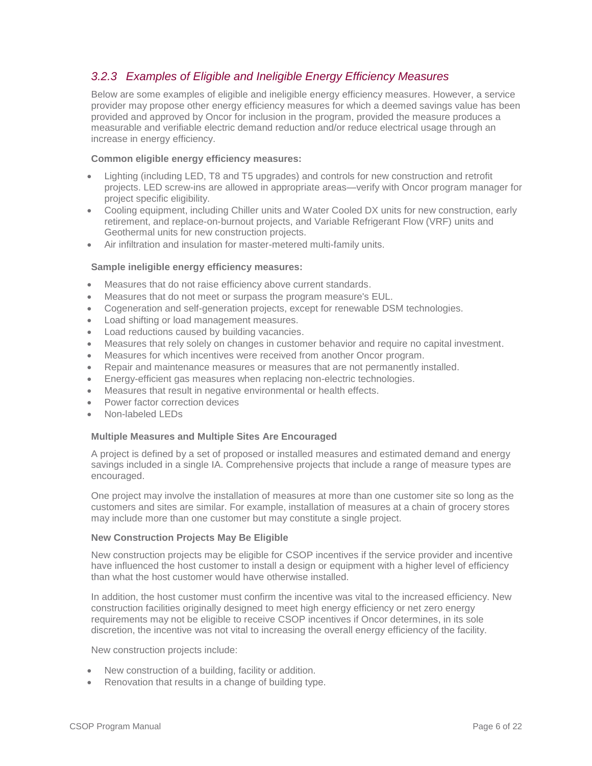### *3.2.3 Examples of Eligible and Ineligible Energy Efficiency Measures*

Below are some examples of eligible and ineligible energy efficiency measures. However, a service provider may propose other energy efficiency measures for which a deemed savings value has been provided and approved by Oncor for inclusion in the program, provided the measure produces a measurable and verifiable electric demand reduction and/or reduce electrical usage through an increase in energy efficiency.

**Common eligible energy efficiency measures:**

- Lighting (including LED, T8 and T5 upgrades) and controls for new construction and retrofit projects. LED screw-ins are allowed in appropriate areas—verify with Oncor program manager for project specific eligibility.
- Cooling equipment, including Chiller units and Water Cooled DX units for new construction, early retirement, and replace-on-burnout projects, and Variable Refrigerant Flow (VRF) units and Geothermal units for new construction projects.
- Air infiltration and insulation for master-metered multi-family units.

**Sample ineligible energy efficiency measures:**

- Measures that do not raise efficiency above current standards.
- Measures that do not meet or surpass the program measure's EUL.
- Cogeneration and self-generation projects, except for renewable DSM technologies.
- Load shifting or load management measures.
- Load reductions caused by building vacancies.
- Measures that rely solely on changes in customer behavior and require no capital investment.
- Measures for which incentives were received from another Oncor program.
- Repair and maintenance measures or measures that are not permanently installed.
- Energy-efficient gas measures when replacing non-electric technologies.
- Measures that result in negative environmental or health effects.
- Power factor correction devices
- Non-labeled LEDs

**Multiple Measures and Multiple Sites Are Encouraged**

A project is defined by a set of proposed or installed measures and estimated demand and energy savings included in a single IA. Comprehensive projects that include a range of measure types are encouraged.

One project may involve the installation of measures at more than one customer site so long as the customers and sites are similar. For example, installation of measures at a chain of grocery stores may include more than one customer but may constitute a single project.

**New Construction Projects May Be Eligible**

New construction projects may be eligible for CSOP incentives if the service provider and incentive have influenced the host customer to install a design or equipment with a higher level of efficiency than what the host customer would have otherwise installed.

In addition, the host customer must confirm the incentive was vital to the increased efficiency. New construction facilities originally designed to meet high energy efficiency or net zero energy requirements may not be eligible to receive CSOP incentives if Oncor determines, in its sole discretion, the incentive was not vital to increasing the overall energy efficiency of the facility.

New construction projects include:

- New construction of a building, facility or addition.
- Renovation that results in a change of building type.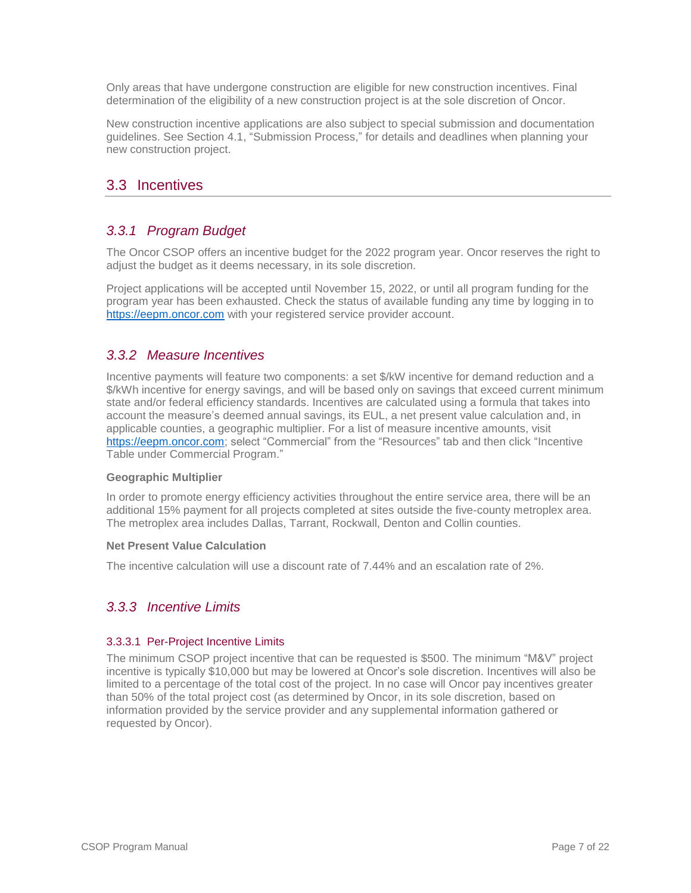Only areas that have undergone construction are eligible for new construction incentives. Final determination of the eligibility of a new construction project is at the sole discretion of Oncor.

New construction incentive applications are also subject to special submission and documentation guidelines. See Section 4.1, "Submission Process," for details and deadlines when planning your new construction project.

## 3.3 Incentives

### *3.3.1 Program Budget*

The Oncor CSOP offers an incentive budget for the 2022 program year. Oncor reserves the right to adjust the budget as it deems necessary, in its sole discretion.

Project applications will be accepted until November 15, 2022, or until all program funding for the program year has been exhausted. Check the status of available funding any time by logging in to https://eepm.oncor.com with your registered service provider account.

### *3.3.2 Measure Incentives*

Incentive payments will feature two components: a set $/kW incentive for demand reduction and a $/kWh incentive for energy savings, and will be based only on savings that exceed current minimum state and/or federal efficiency standards. Incentives are calculated using a formula that takes into account the measure's deemed annual savings, its EUL, a net present value calculation and, in applicable counties, a geographic multiplier. For a list of measure incentive amounts, visit https://eepm.oncor.com; select "Commercial" from the "Resources" tab and then click "Incentive Table under Commercial Program."

**Geographic Multiplier**

In order to promote energy efficiency activities throughout the entire service area, there will be an additional 15% payment for all projects completed at sites outside the five-county metroplex area. The metroplex area includes Dallas, Tarrant, Rockwall, Denton and Collin counties.

**Net Present Value Calculation**

The incentive calculation will use a discount rate of 7.44% and an escalation rate of 2%.

### *3.3.3 Incentive Limits*

#### 3.3.3.1 Per-Project Incentive Limits

The minimum CSOP project incentive that can be requested is $500. The minimum "M&V" project incentive is typically $10,000 but may be lowered at Oncor's sole discretion. Incentives will also be limited to a percentage of the total cost of the project. In no case will Oncor pay incentives greater than 50% of the total project cost (as determined by Oncor, in its sole discretion, based on information provided by the service provider and any supplemental information gathered or requested by Oncor).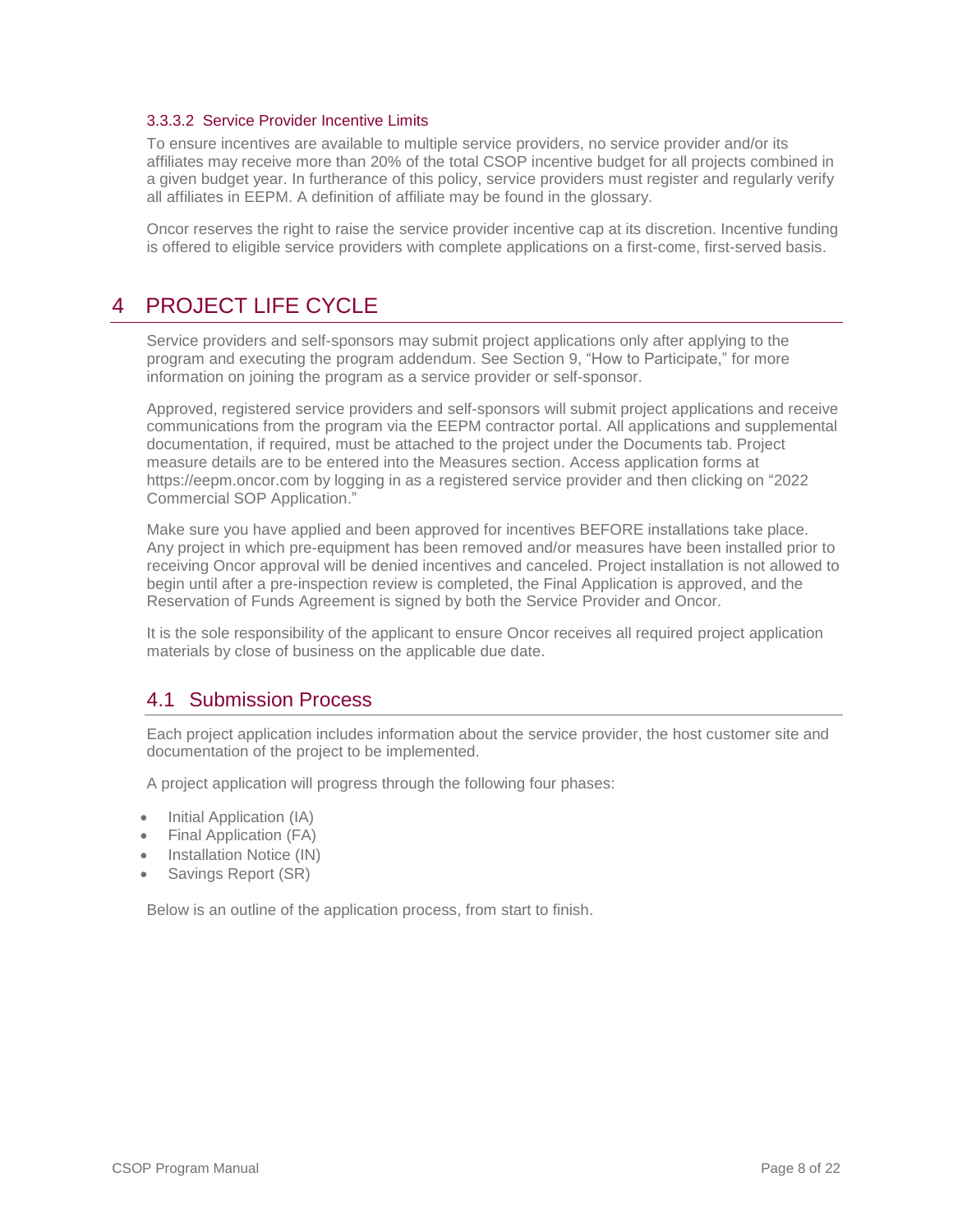#### 3.3.3.2 Service Provider Incentive Limits

To ensure incentives are available to multiple service providers, no service provider and/or its affiliates may receive more than 20% of the total CSOP incentive budget for all projects combined in a given budget year. In furtherance of this policy, service providers must register and regularly verify all affiliates in EEPM. A definition of affiliate may be found in the glossary.

Oncor reserves the right to raise the service provider incentive cap at its discretion. Incentive funding is offered to eligible service providers with complete applications on a first-come, first-served basis.

# 4 PROJECT LIFE CYCLE

Service providers and self-sponsors may submit project applications only after applying to the program and executing the program addendum. See Section 9, "How to Participate," for more information on joining the program as a service provider or self-sponsor.

Approved, registered service providers and self-sponsors will submit project applications and receive communications from the program via the EEPM contractor portal. All applications and supplemental documentation, if required, must be attached to the project under the Documents tab. Project measure details are to be entered into the Measures section. Access application forms at https://eepm.oncor.com by logging in as a registered service provider and then clicking on "2022 Commercial SOP Application."

Make sure you have applied and been approved for incentives BEFORE installations take place. Any project in which pre-equipment has been removed and/or measures have been installed prior to receiving Oncor approval will be denied incentives and canceled. Project installation is not allowed to begin until after a pre-inspection review is completed, the Final Application is approved, and the Reservation of Funds Agreement is signed by both the Service Provider and Oncor.

It is the sole responsibility of the applicant to ensure Oncor receives all required project application materials by close of business on the applicable due date.

## 4.1 Submission Process

Each project application includes information about the service provider, the host customer site and documentation of the project to be implemented.

A project application will progress through the following four phases:

- Initial Application (IA)
- Final Application (FA)
- Installation Notice (IN)
- Savings Report (SR)

Below is an outline of the application process, from start to finish.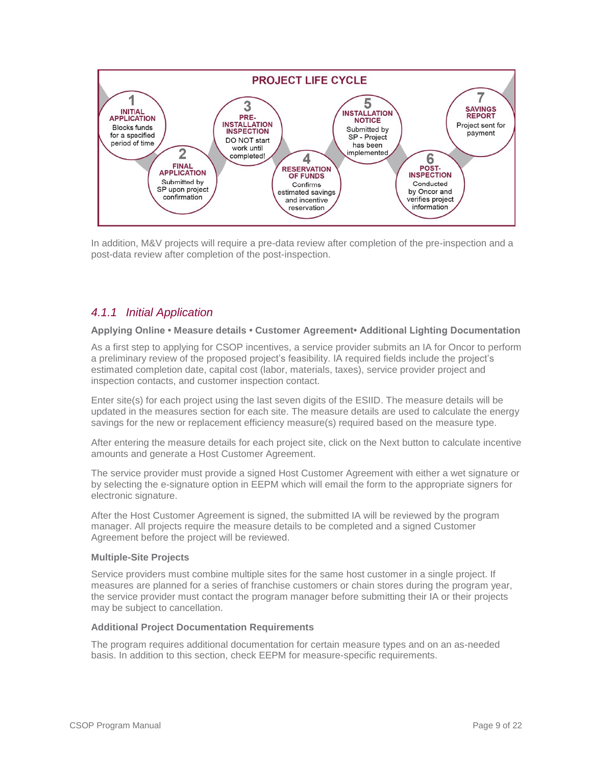**PROJECT LIFE CYCLE**

1. **INITIAL APPLICATION** – Blocks funds for a specified period of time
2. **FINAL APPLICATION** – Submitted by SP upon project confirmation
3. **PRE-INSTALLATION INSPECTION** – DO NOT start work until completed!
4. **RESERVATION OF FUNDS** – Confirms estimated savings and incentive reservation
5. **INSTALLATION NOTICE** – Submitted by SP - Project has been implemented
6. **POST-INSPECTION** – Conducted by Oncor and verifies project information
7. **SAVINGS REPORT** – Project sent for payment

In addition, M&V projects will require a pre-data review after completion of the pre-inspection and a post-data review after completion of the post-inspection.

### *4.1.1 Initial Application*

**Applying Online • Measure details • Customer Agreement• Additional Lighting Documentation**

As a first step to applying for CSOP incentives, a service provider submits an IA for Oncor to perform a preliminary review of the proposed project's feasibility. IA required fields include the project's estimated completion date, capital cost (labor, materials, taxes), service provider project and inspection contacts, and customer inspection contact.

Enter site(s) for each project using the last seven digits of the ESIID. The measure details will be updated in the measures section for each site. The measure details are used to calculate the energy savings for the new or replacement efficiency measure(s) required based on the measure type.

After entering the measure details for each project site, click on the Next button to calculate incentive amounts and generate a Host Customer Agreement.

The service provider must provide a signed Host Customer Agreement with either a wet signature or by selecting the e-signature option in EEPM which will email the form to the appropriate signers for electronic signature.

After the Host Customer Agreement is signed, the submitted IA will be reviewed by the program manager. All projects require the measure details to be completed and a signed Customer Agreement before the project will be reviewed.

**Multiple-Site Projects**

Service providers must combine multiple sites for the same host customer in a single project. If measures are planned for a series of franchise customers or chain stores during the program year, the service provider must contact the program manager before submitting their IA or their projects may be subject to cancellation.

**Additional Project Documentation Requirements**

The program requires additional documentation for certain measure types and on an as-needed basis. In addition to this section, check EEPM for measure-specific requirements.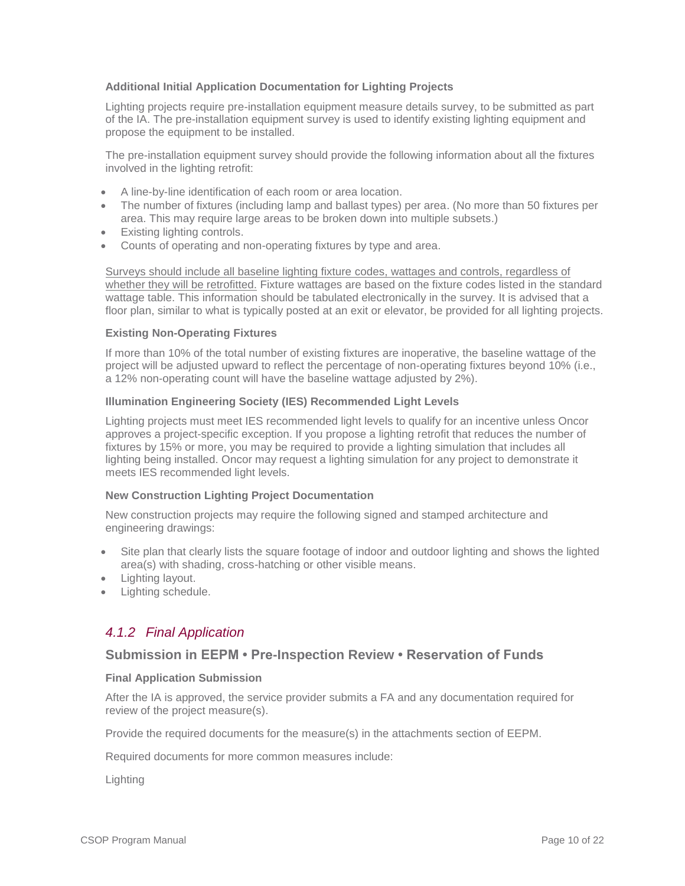**Additional Initial Application Documentation for Lighting Projects**

Lighting projects require pre-installation equipment measure details survey, to be submitted as part of the IA. The pre-installation equipment survey is used to identify existing lighting equipment and propose the equipment to be installed.

The pre-installation equipment survey should provide the following information about all the fixtures involved in the lighting retrofit:

- A line-by-line identification of each room or area location.
- The number of fixtures (including lamp and ballast types) per area. (No more than 50 fixtures per area. This may require large areas to be broken down into multiple subsets.)
- Existing lighting controls.
- Counts of operating and non-operating fixtures by type and area.

<u>Surveys should include all baseline lighting fixture codes, wattages and controls, regardless of whether they will be retrofitted.</u> Fixture wattages are based on the fixture codes listed in the standard wattage table. This information should be tabulated electronically in the survey. It is advised that a floor plan, similar to what is typically posted at an exit or elevator, be provided for all lighting projects.

**Existing Non-Operating Fixtures**

If more than 10% of the total number of existing fixtures are inoperative, the baseline wattage of the project will be adjusted upward to reflect the percentage of non-operating fixtures beyond 10% (i.e., a 12% non-operating count will have the baseline wattage adjusted by 2%).

**Illumination Engineering Society (IES) Recommended Light Levels**

Lighting projects must meet IES recommended light levels to qualify for an incentive unless Oncor approves a project-specific exception. If you propose a lighting retrofit that reduces the number of fixtures by 15% or more, you may be required to provide a lighting simulation that includes all lighting being installed. Oncor may request a lighting simulation for any project to demonstrate it meets IES recommended light levels.

**New Construction Lighting Project Documentation**

New construction projects may require the following signed and stamped architecture and engineering drawings:

- Site plan that clearly lists the square footage of indoor and outdoor lighting and shows the lighted area(s) with shading, cross-hatching or other visible means.
- Lighting layout.
- Lighting schedule.

### *4.1.2 Final Application*

#### Submission in EEPM • Pre-Inspection Review • Reservation of Funds

**Final Application Submission**

After the IA is approved, the service provider submits a FA and any documentation required for review of the project measure(s).

Provide the required documents for the measure(s) in the attachments section of EEPM.

Required documents for more common measures include:

Lighting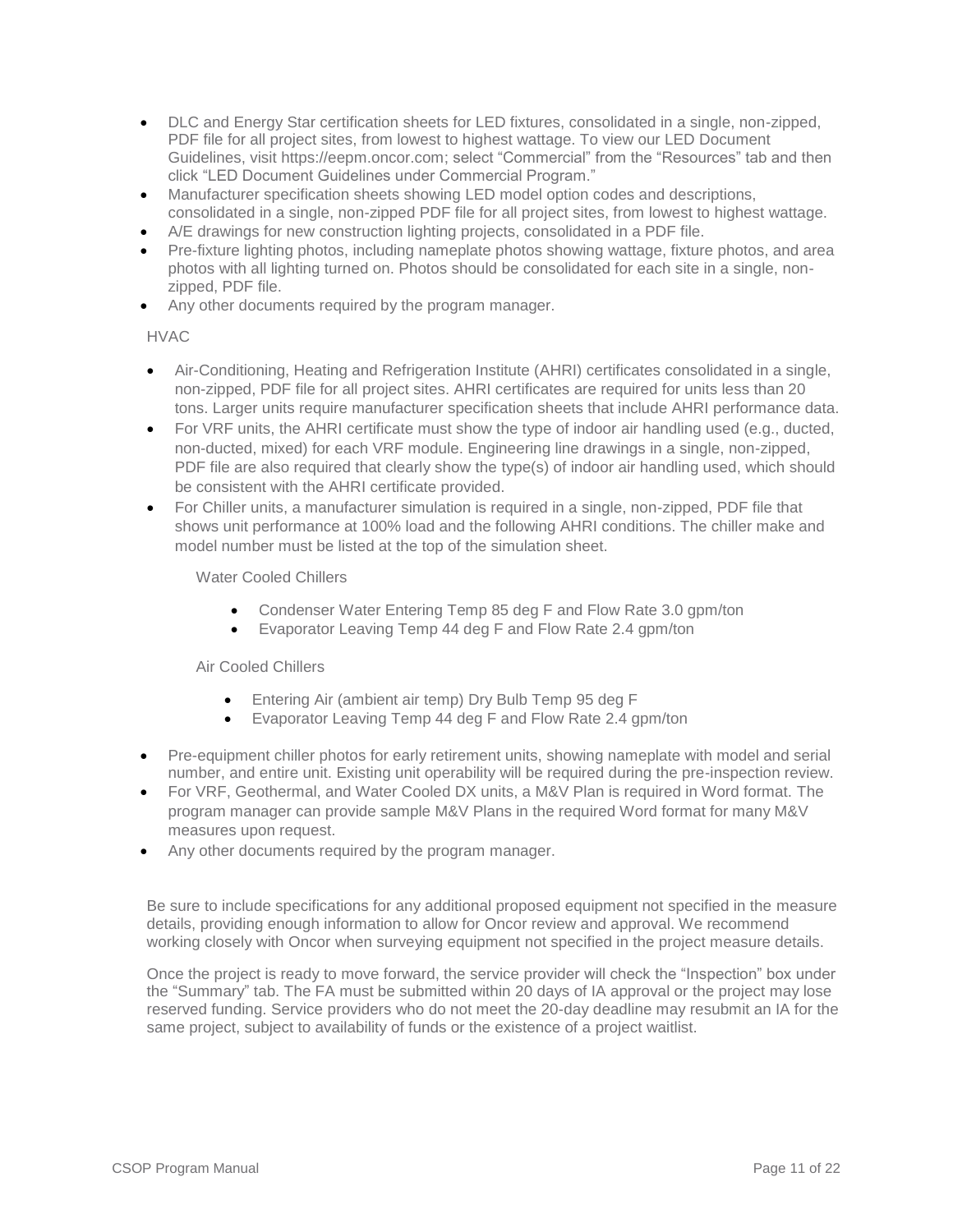- DLC and Energy Star certification sheets for LED fixtures, consolidated in a single, non-zipped, PDF file for all project sites, from lowest to highest wattage. To view our LED Document Guidelines, visit https://eepm.oncor.com; select "Commercial" from the "Resources" tab and then click "LED Document Guidelines under Commercial Program."
- Manufacturer specification sheets showing LED model option codes and descriptions, consolidated in a single, non-zipped PDF file for all project sites, from lowest to highest wattage.
- A/E drawings for new construction lighting projects, consolidated in a PDF file.
- Pre-fixture lighting photos, including nameplate photos showing wattage, fixture photos, and area photos with all lighting turned on. Photos should be consolidated for each site in a single, non-zipped, PDF file.
- Any other documents required by the program manager.

HVAC

- Air-Conditioning, Heating and Refrigeration Institute (AHRI) certificates consolidated in a single, non-zipped, PDF file for all project sites. AHRI certificates are required for units less than 20 tons. Larger units require manufacturer specification sheets that include AHRI performance data.
- For VRF units, the AHRI certificate must show the type of indoor air handling used (e.g., ducted, non-ducted, mixed) for each VRF module. Engineering line drawings in a single, non-zipped, PDF file are also required that clearly show the type(s) of indoor air handling used, which should be consistent with the AHRI certificate provided.
- For Chiller units, a manufacturer simulation is required in a single, non-zipped, PDF file that shows unit performance at 100% load and the following AHRI conditions. The chiller make and model number must be listed at the top of the simulation sheet.

  Water Cooled Chillers

  - Condenser Water Entering Temp 85 deg F and Flow Rate 3.0 gpm/ton
  - Evaporator Leaving Temp 44 deg F and Flow Rate 2.4 gpm/ton

  Air Cooled Chillers

  - Entering Air (ambient air temp) Dry Bulb Temp 95 deg F
  - Evaporator Leaving Temp 44 deg F and Flow Rate 2.4 gpm/ton

- Pre-equipment chiller photos for early retirement units, showing nameplate with model and serial number, and entire unit. Existing unit operability will be required during the pre-inspection review.
- For VRF, Geothermal, and Water Cooled DX units, a M&V Plan is required in Word format. The program manager can provide sample M&V Plans in the required Word format for many M&V measures upon request.
- Any other documents required by the program manager.

Be sure to include specifications for any additional proposed equipment not specified in the measure details, providing enough information to allow for Oncor review and approval. We recommend working closely with Oncor when surveying equipment not specified in the project measure details.

Once the project is ready to move forward, the service provider will check the "Inspection" box under the "Summary" tab. The FA must be submitted within 20 days of IA approval or the project may lose reserved funding. Service providers who do not meet the 20-day deadline may resubmit an IA for the same project, subject to availability of funds or the existence of a project waitlist.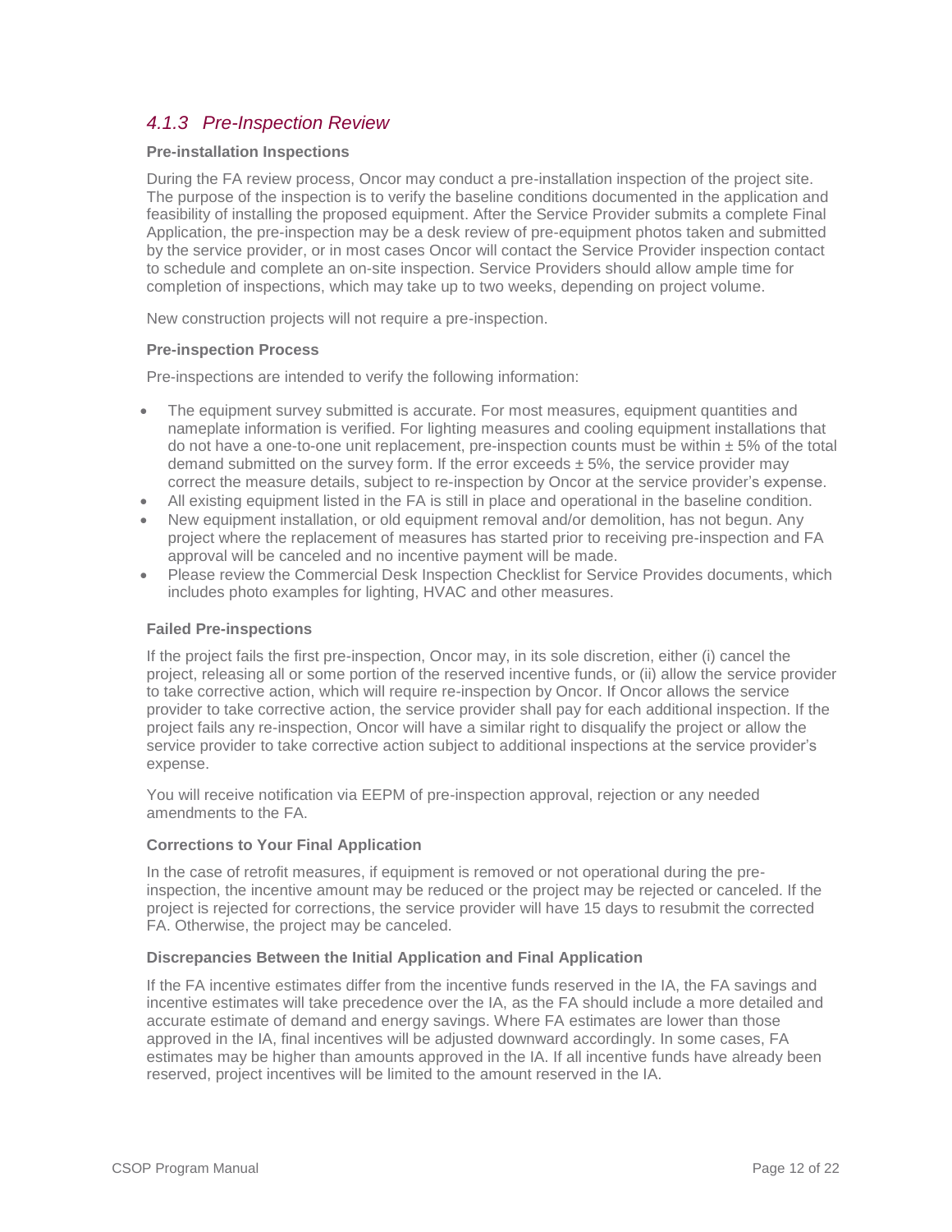### *4.1.3 Pre-Inspection Review*

**Pre-installation Inspections**

During the FA review process, Oncor may conduct a pre-installation inspection of the project site. The purpose of the inspection is to verify the baseline conditions documented in the application and feasibility of installing the proposed equipment. After the Service Provider submits a complete Final Application, the pre-inspection may be a desk review of pre-equipment photos taken and submitted by the service provider, or in most cases Oncor will contact the Service Provider inspection contact to schedule and complete an on-site inspection. Service Providers should allow ample time for completion of inspections, which may take up to two weeks, depending on project volume.

New construction projects will not require a pre-inspection.

**Pre-inspection Process**

Pre-inspections are intended to verify the following information:

- The equipment survey submitted is accurate. For most measures, equipment quantities and nameplate information is verified. For lighting measures and cooling equipment installations that do not have a one-to-one unit replacement, pre-inspection counts must be within ± 5% of the total demand submitted on the survey form. If the error exceeds ± 5%, the service provider may correct the measure details, subject to re-inspection by Oncor at the service provider's expense.
- All existing equipment listed in the FA is still in place and operational in the baseline condition.
- New equipment installation, or old equipment removal and/or demolition, has not begun. Any project where the replacement of measures has started prior to receiving pre-inspection and FA approval will be canceled and no incentive payment will be made.
- Please review the Commercial Desk Inspection Checklist for Service Provides documents, which includes photo examples for lighting, HVAC and other measures.

**Failed Pre-inspections**

If the project fails the first pre-inspection, Oncor may, in its sole discretion, either (i) cancel the project, releasing all or some portion of the reserved incentive funds, or (ii) allow the service provider to take corrective action, which will require re-inspection by Oncor. If Oncor allows the service provider to take corrective action, the service provider shall pay for each additional inspection. If the project fails any re-inspection, Oncor will have a similar right to disqualify the project or allow the service provider to take corrective action subject to additional inspections at the service provider's expense.

You will receive notification via EEPM of pre-inspection approval, rejection or any needed amendments to the FA.

**Corrections to Your Final Application**

In the case of retrofit measures, if equipment is removed or not operational during the pre-inspection, the incentive amount may be reduced or the project may be rejected or canceled. If the project is rejected for corrections, the service provider will have 15 days to resubmit the corrected FA. Otherwise, the project may be canceled.

**Discrepancies Between the Initial Application and Final Application**

If the FA incentive estimates differ from the incentive funds reserved in the IA, the FA savings and incentive estimates will take precedence over the IA, as the FA should include a more detailed and accurate estimate of demand and energy savings. Where FA estimates are lower than those approved in the IA, final incentives will be adjusted downward accordingly. In some cases, FA estimates may be higher than amounts approved in the IA. If all incentive funds have already been reserved, project incentives will be limited to the amount reserved in the IA.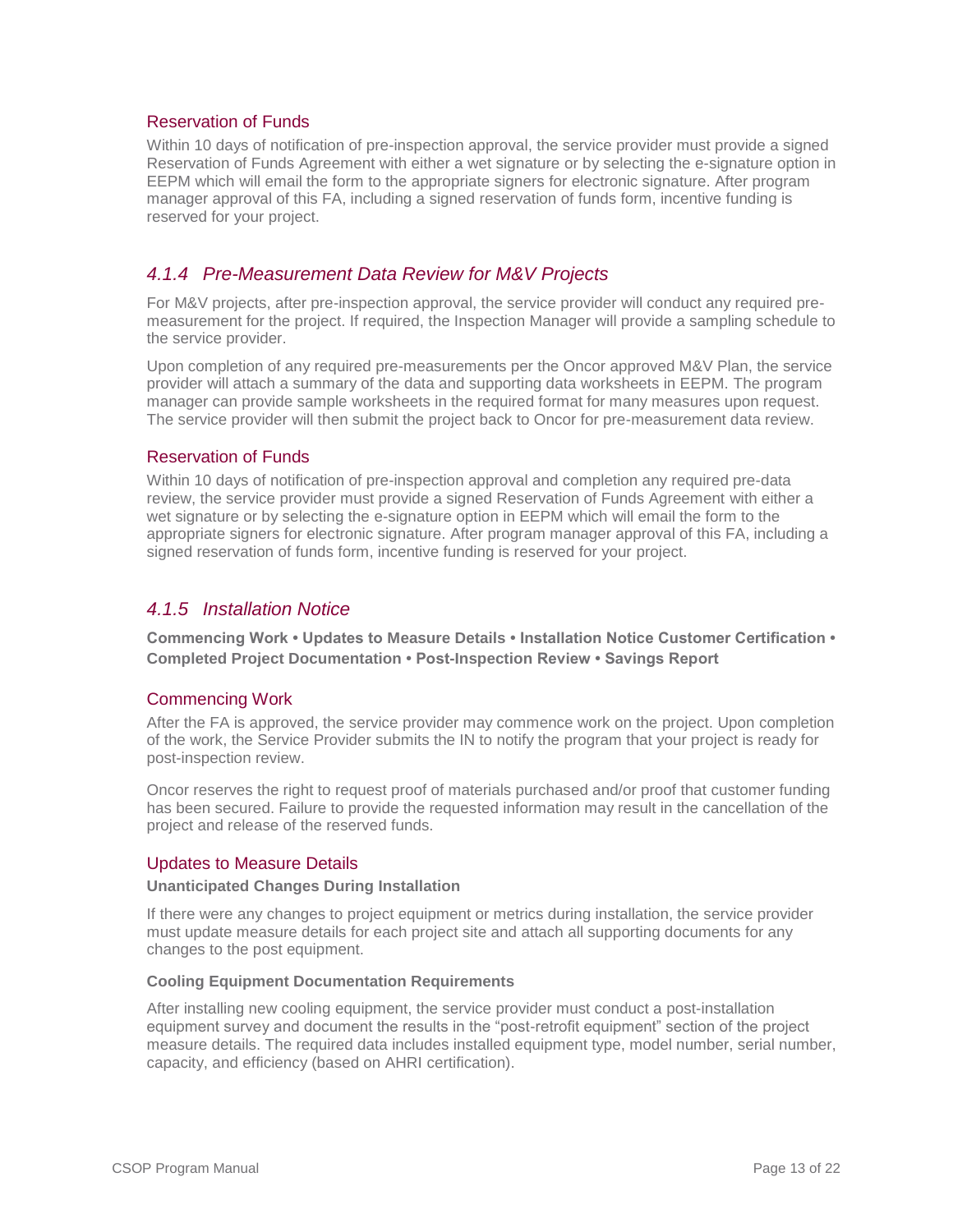### Reservation of Funds

Within 10 days of notification of pre-inspection approval, the service provider must provide a signed Reservation of Funds Agreement with either a wet signature or by selecting the e-signature option in EEPM which will email the form to the appropriate signers for electronic signature. After program manager approval of this FA, including a signed reservation of funds form, incentive funding is reserved for your project.

## *4.1.4 Pre-Measurement Data Review for M&V Projects*

For M&V projects, after pre-inspection approval, the service provider will conduct any required pre-measurement for the project. If required, the Inspection Manager will provide a sampling schedule to the service provider.

Upon completion of any required pre-measurements per the Oncor approved M&V Plan, the service provider will attach a summary of the data and supporting data worksheets in EEPM. The program manager can provide sample worksheets in the required format for many measures upon request. The service provider will then submit the project back to Oncor for pre-measurement data review.

### Reservation of Funds

Within 10 days of notification of pre-inspection approval and completion any required pre-data review, the service provider must provide a signed Reservation of Funds Agreement with either a wet signature or by selecting the e-signature option in EEPM which will email the form to the appropriate signers for electronic signature. After program manager approval of this FA, including a signed reservation of funds form, incentive funding is reserved for your project.

## *4.1.5 Installation Notice*

**Commencing Work • Updates to Measure Details • Installation Notice Customer Certification • Completed Project Documentation • Post-Inspection Review • Savings Report**

### Commencing Work

After the FA is approved, the service provider may commence work on the project. Upon completion of the work, the Service Provider submits the IN to notify the program that your project is ready for post-inspection review.

Oncor reserves the right to request proof of materials purchased and/or proof that customer funding has been secured. Failure to provide the requested information may result in the cancellation of the project and release of the reserved funds.

### Updates to Measure Details

**Unanticipated Changes During Installation**

If there were any changes to project equipment or metrics during installation, the service provider must update measure details for each project site and attach all supporting documents for any changes to the post equipment.

**Cooling Equipment Documentation Requirements**

After installing new cooling equipment, the service provider must conduct a post-installation equipment survey and document the results in the "post-retrofit equipment" section of the project measure details. The required data includes installed equipment type, model number, serial number, capacity, and efficiency (based on AHRI certification).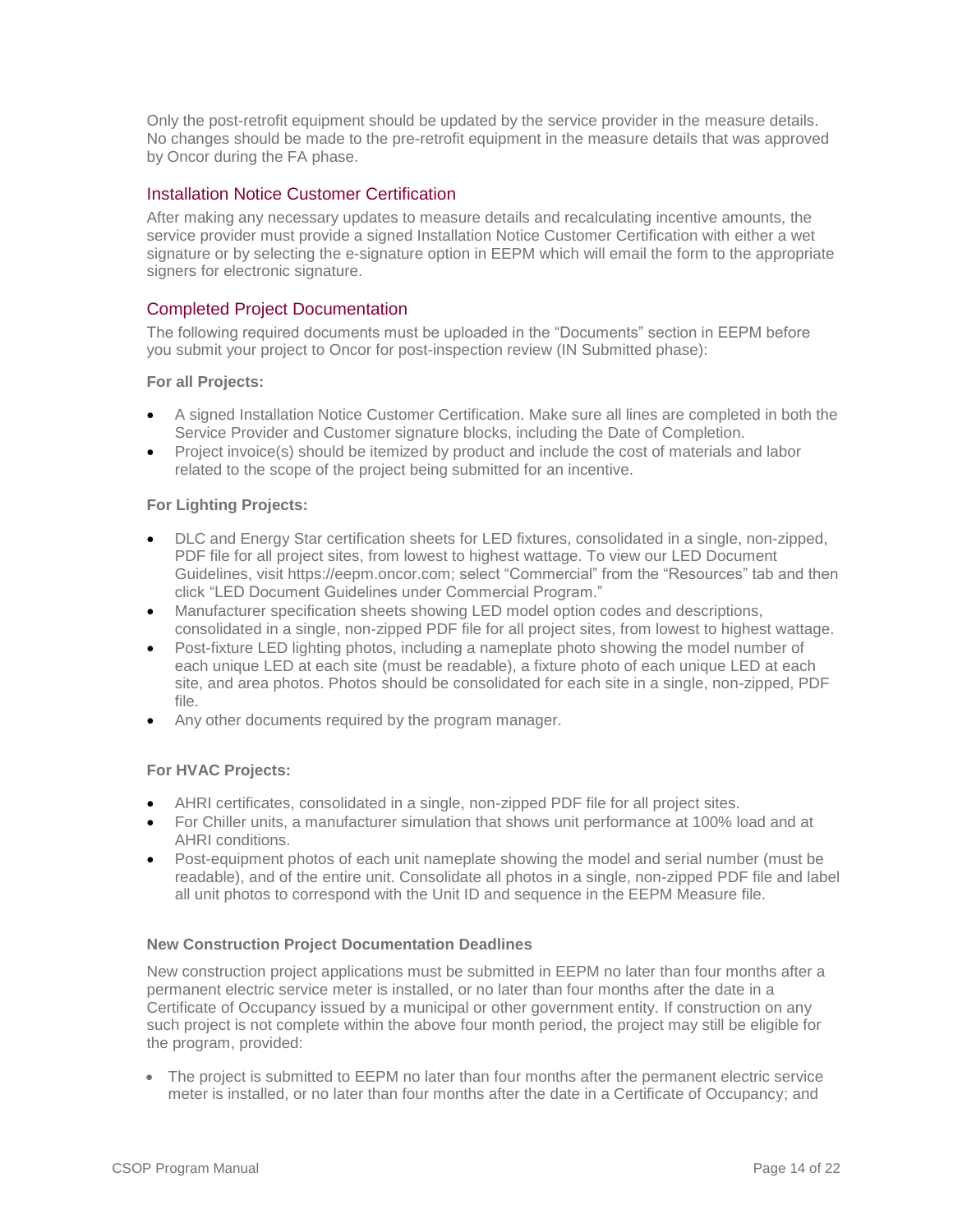Only the post-retrofit equipment should be updated by the service provider in the measure details. No changes should be made to the pre-retrofit equipment in the measure details that was approved by Oncor during the FA phase.

## Installation Notice Customer Certification

After making any necessary updates to measure details and recalculating incentive amounts, the service provider must provide a signed Installation Notice Customer Certification with either a wet signature or by selecting the e-signature option in EEPM which will email the form to the appropriate signers for electronic signature.

## Completed Project Documentation

The following required documents must be uploaded in the "Documents" section in EEPM before you submit your project to Oncor for post-inspection review (IN Submitted phase):

**For all Projects:**

- A signed Installation Notice Customer Certification. Make sure all lines are completed in both the Service Provider and Customer signature blocks, including the Date of Completion.
- Project invoice(s) should be itemized by product and include the cost of materials and labor related to the scope of the project being submitted for an incentive.

**For Lighting Projects:**

- DLC and Energy Star certification sheets for LED fixtures, consolidated in a single, non-zipped, PDF file for all project sites, from lowest to highest wattage. To view our LED Document Guidelines, visit https://eepm.oncor.com; select "Commercial" from the "Resources" tab and then click "LED Document Guidelines under Commercial Program."
- Manufacturer specification sheets showing LED model option codes and descriptions, consolidated in a single, non-zipped PDF file for all project sites, from lowest to highest wattage.
- Post-fixture LED lighting photos, including a nameplate photo showing the model number of each unique LED at each site (must be readable), a fixture photo of each unique LED at each site, and area photos. Photos should be consolidated for each site in a single, non-zipped, PDF file.
- Any other documents required by the program manager.

**For HVAC Projects:**

- AHRI certificates, consolidated in a single, non-zipped PDF file for all project sites.
- For Chiller units, a manufacturer simulation that shows unit performance at 100% load and at AHRI conditions.
- Post-equipment photos of each unit nameplate showing the model and serial number (must be readable), and of the entire unit. Consolidate all photos in a single, non-zipped PDF file and label all unit photos to correspond with the Unit ID and sequence in the EEPM Measure file.

**New Construction Project Documentation Deadlines**

New construction project applications must be submitted in EEPM no later than four months after a permanent electric service meter is installed, or no later than four months after the date in a Certificate of Occupancy issued by a municipal or other government entity. If construction on any such project is not complete within the above four month period, the project may still be eligible for the program, provided:

- The project is submitted to EEPM no later than four months after the permanent electric service meter is installed, or no later than four months after the date in a Certificate of Occupancy; and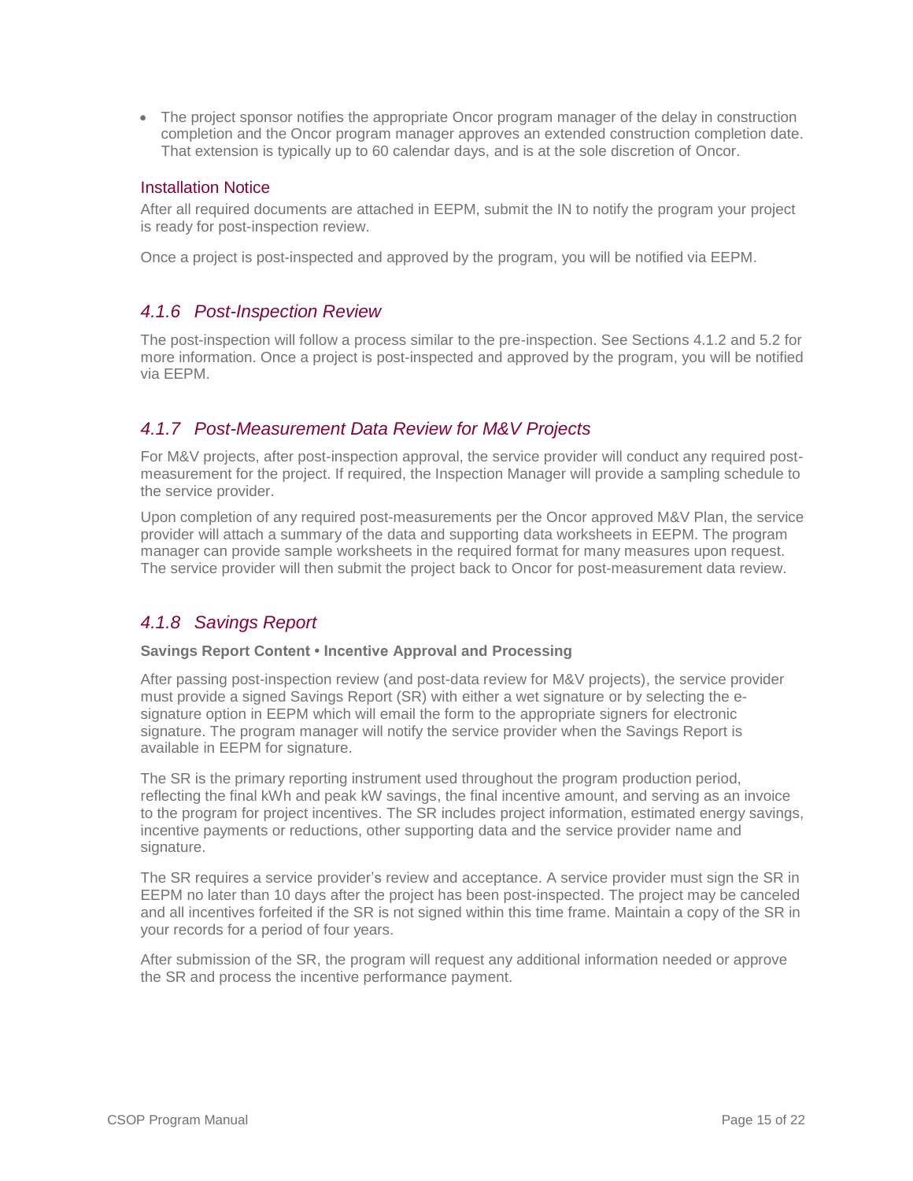- The project sponsor notifies the appropriate Oncor program manager of the delay in construction completion and the Oncor program manager approves an extended construction completion date. That extension is typically up to 60 calendar days, and is at the sole discretion of Oncor.

#### Installation Notice

After all required documents are attached in EEPM, submit the IN to notify the program your project is ready for post-inspection review.

Once a project is post-inspected and approved by the program, you will be notified via EEPM.

### *4.1.6 Post-Inspection Review*

The post-inspection will follow a process similar to the pre-inspection. See Sections 4.1.2 and 5.2 for more information. Once a project is post-inspected and approved by the program, you will be notified via EEPM.

### *4.1.7 Post-Measurement Data Review for M&V Projects*

For M&V projects, after post-inspection approval, the service provider will conduct any required post-measurement for the project. If required, the Inspection Manager will provide a sampling schedule to the service provider.

Upon completion of any required post-measurements per the Oncor approved M&V Plan, the service provider will attach a summary of the data and supporting data worksheets in EEPM. The program manager can provide sample worksheets in the required format for many measures upon request. The service provider will then submit the project back to Oncor for post-measurement data review.

### *4.1.8 Savings Report*

**Savings Report Content • Incentive Approval and Processing**

After passing post-inspection review (and post-data review for M&V projects), the service provider must provide a signed Savings Report (SR) with either a wet signature or by selecting the e-signature option in EEPM which will email the form to the appropriate signers for electronic signature. The program manager will notify the service provider when the Savings Report is available in EEPM for signature.

The SR is the primary reporting instrument used throughout the program production period, reflecting the final kWh and peak kW savings, the final incentive amount, and serving as an invoice to the program for project incentives. The SR includes project information, estimated energy savings, incentive payments or reductions, other supporting data and the service provider name and signature.

The SR requires a service provider's review and acceptance. A service provider must sign the SR in EEPM no later than 10 days after the project has been post-inspected. The project may be canceled and all incentives forfeited if the SR is not signed within this time frame. Maintain a copy of the SR in your records for a period of four years.

After submission of the SR, the program will request any additional information needed or approve the SR and process the incentive performance payment.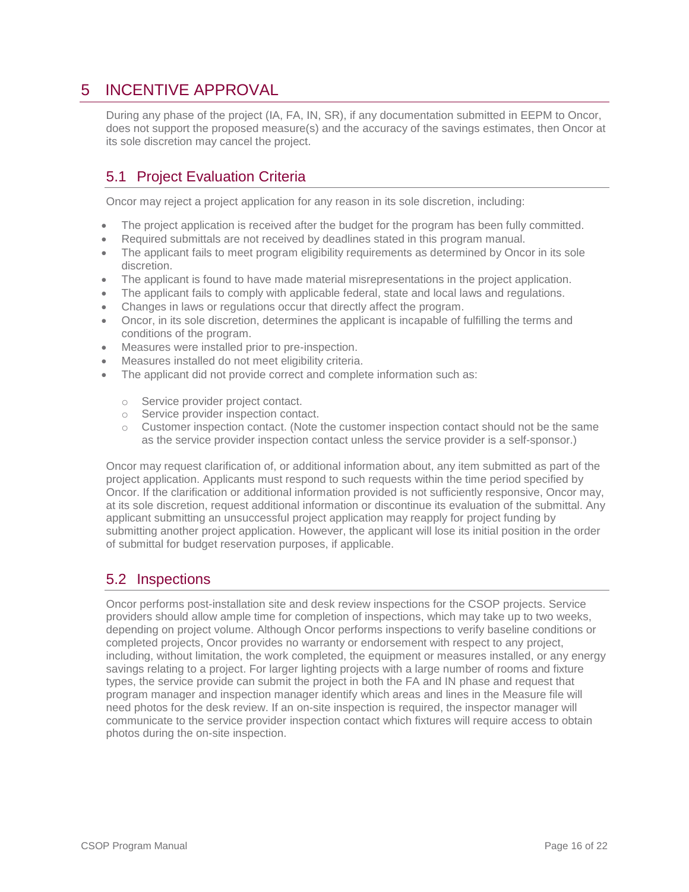# 5 INCENTIVE APPROVAL

During any phase of the project (IA, FA, IN, SR), if any documentation submitted in EEPM to Oncor, does not support the proposed measure(s) and the accuracy of the savings estimates, then Oncor at its sole discretion may cancel the project.

## 5.1 Project Evaluation Criteria

Oncor may reject a project application for any reason in its sole discretion, including:

- The project application is received after the budget for the program has been fully committed.
- Required submittals are not received by deadlines stated in this program manual.
- The applicant fails to meet program eligibility requirements as determined by Oncor in its sole discretion.
- The applicant is found to have made material misrepresentations in the project application.
- The applicant fails to comply with applicable federal, state and local laws and regulations.
- Changes in laws or regulations occur that directly affect the program.
- Oncor, in its sole discretion, determines the applicant is incapable of fulfilling the terms and conditions of the program.
- Measures were installed prior to pre-inspection.
- Measures installed do not meet eligibility criteria.
- The applicant did not provide correct and complete information such as:
    - Service provider project contact.
    - Service provider inspection contact.
    - Customer inspection contact. (Note the customer inspection contact should not be the same as the service provider inspection contact unless the service provider is a self-sponsor.)

Oncor may request clarification of, or additional information about, any item submitted as part of the project application. Applicants must respond to such requests within the time period specified by Oncor. If the clarification or additional information provided is not sufficiently responsive, Oncor may, at its sole discretion, request additional information or discontinue its evaluation of the submittal. Any applicant submitting an unsuccessful project application may reapply for project funding by submitting another project application. However, the applicant will lose its initial position in the order of submittal for budget reservation purposes, if applicable.

## 5.2 Inspections

Oncor performs post-installation site and desk review inspections for the CSOP projects. Service providers should allow ample time for completion of inspections, which may take up to two weeks, depending on project volume. Although Oncor performs inspections to verify baseline conditions or completed projects, Oncor provides no warranty or endorsement with respect to any project, including, without limitation, the work completed, the equipment or measures installed, or any energy savings relating to a project. For larger lighting projects with a large number of rooms and fixture types, the service provide can submit the project in both the FA and IN phase and request that program manager and inspection manager identify which areas and lines in the Measure file will need photos for the desk review. If an on-site inspection is required, the inspector manager will communicate to the service provider inspection contact which fixtures will require access to obtain photos during the on-site inspection.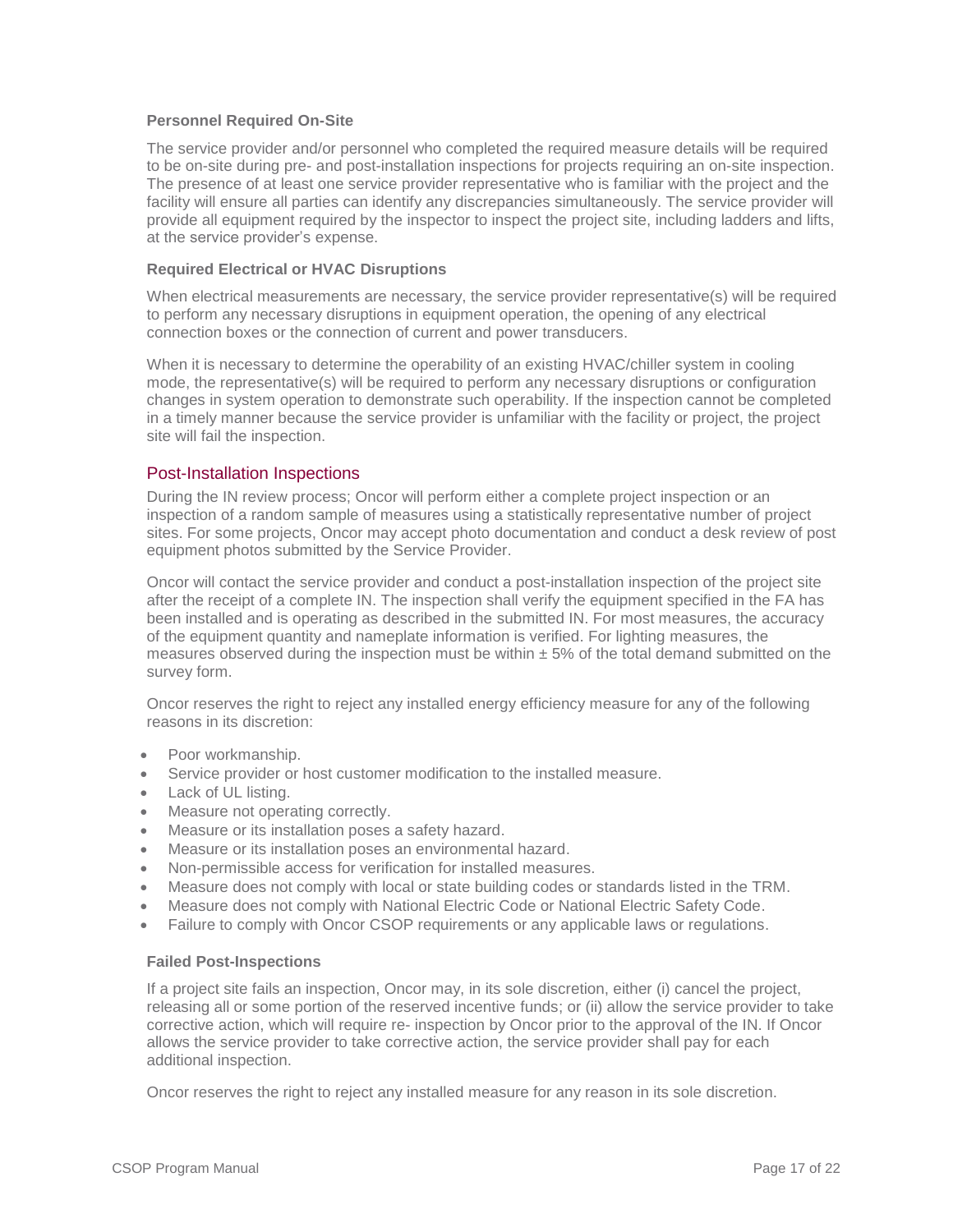### Personnel Required On-Site

The service provider and/or personnel who completed the required measure details will be required to be on-site during pre- and post-installation inspections for projects requiring an on-site inspection. The presence of at least one service provider representative who is familiar with the project and the facility will ensure all parties can identify any discrepancies simultaneously. The service provider will provide all equipment required by the inspector to inspect the project site, including ladders and lifts, at the service provider's expense.

### Required Electrical or HVAC Disruptions

When electrical measurements are necessary, the service provider representative(s) will be required to perform any necessary disruptions in equipment operation, the opening of any electrical connection boxes or the connection of current and power transducers.

When it is necessary to determine the operability of an existing HVAC/chiller system in cooling mode, the representative(s) will be required to perform any necessary disruptions or configuration changes in system operation to demonstrate such operability. If the inspection cannot be completed in a timely manner because the service provider is unfamiliar with the facility or project, the project site will fail the inspection.

## Post-Installation Inspections

During the IN review process; Oncor will perform either a complete project inspection or an inspection of a random sample of measures using a statistically representative number of project sites. For some projects, Oncor may accept photo documentation and conduct a desk review of post equipment photos submitted by the Service Provider.

Oncor will contact the service provider and conduct a post-installation inspection of the project site after the receipt of a complete IN. The inspection shall verify the equipment specified in the FA has been installed and is operating as described in the submitted IN. For most measures, the accuracy of the equipment quantity and nameplate information is verified. For lighting measures, the measures observed during the inspection must be within ± 5% of the total demand submitted on the survey form.

Oncor reserves the right to reject any installed energy efficiency measure for any of the following reasons in its discretion:

- Poor workmanship.
- Service provider or host customer modification to the installed measure.
- Lack of UL listing.
- Measure not operating correctly.
- Measure or its installation poses a safety hazard.
- Measure or its installation poses an environmental hazard.
- Non-permissible access for verification for installed measures.
- Measure does not comply with local or state building codes or standards listed in the TRM.
- Measure does not comply with National Electric Code or National Electric Safety Code.
- Failure to comply with Oncor CSOP requirements or any applicable laws or regulations.

### Failed Post-Inspections

If a project site fails an inspection, Oncor may, in its sole discretion, either (i) cancel the project, releasing all or some portion of the reserved incentive funds; or (ii) allow the service provider to take corrective action, which will require re- inspection by Oncor prior to the approval of the IN. If Oncor allows the service provider to take corrective action, the service provider shall pay for each additional inspection.

Oncor reserves the right to reject any installed measure for any reason in its sole discretion.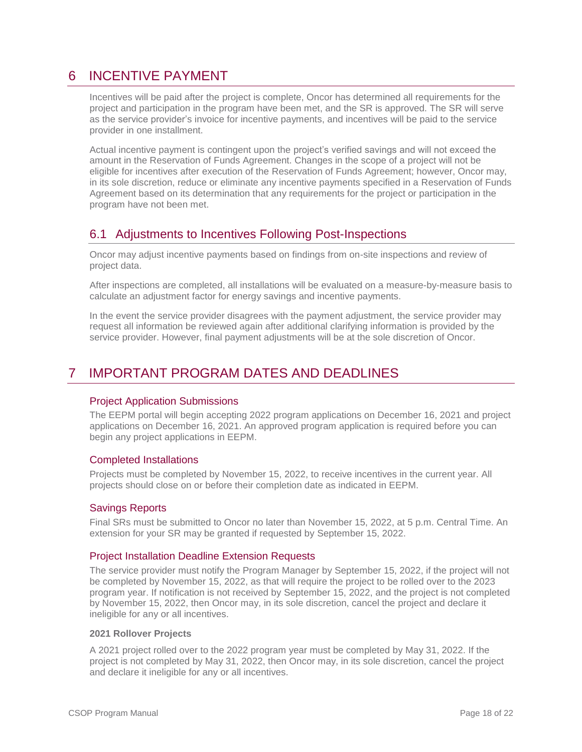# 6 INCENTIVE PAYMENT

Incentives will be paid after the project is complete, Oncor has determined all requirements for the project and participation in the program have been met, and the SR is approved. The SR will serve as the service provider's invoice for incentive payments, and incentives will be paid to the service provider in one installment.

Actual incentive payment is contingent upon the project's verified savings and will not exceed the amount in the Reservation of Funds Agreement. Changes in the scope of a project will not be eligible for incentives after execution of the Reservation of Funds Agreement; however, Oncor may, in its sole discretion, reduce or eliminate any incentive payments specified in a Reservation of Funds Agreement based on its determination that any requirements for the project or participation in the program have not been met.

## 6.1 Adjustments to Incentives Following Post-Inspections

Oncor may adjust incentive payments based on findings from on-site inspections and review of project data.

After inspections are completed, all installations will be evaluated on a measure-by-measure basis to calculate an adjustment factor for energy savings and incentive payments.

In the event the service provider disagrees with the payment adjustment, the service provider may request all information be reviewed again after additional clarifying information is provided by the service provider. However, final payment adjustments will be at the sole discretion of Oncor.

# 7 IMPORTANT PROGRAM DATES AND DEADLINES

### Project Application Submissions

The EEPM portal will begin accepting 2022 program applications on December 16, 2021 and project applications on December 16, 2021. An approved program application is required before you can begin any project applications in EEPM.

### Completed Installations

Projects must be completed by November 15, 2022, to receive incentives in the current year. All projects should close on or before their completion date as indicated in EEPM.

### Savings Reports

Final SRs must be submitted to Oncor no later than November 15, 2022, at 5 p.m. Central Time. An extension for your SR may be granted if requested by September 15, 2022.

### Project Installation Deadline Extension Requests

The service provider must notify the Program Manager by September 15, 2022, if the project will not be completed by November 15, 2022, as that will require the project to be rolled over to the 2023 program year. If notification is not received by September 15, 2022, and the project is not completed by November 15, 2022, then Oncor may, in its sole discretion, cancel the project and declare it ineligible for any or all incentives.

**2021 Rollover Projects**

A 2021 project rolled over to the 2022 program year must be completed by May 31, 2022. If the project is not completed by May 31, 2022, then Oncor may, in its sole discretion, cancel the project and declare it ineligible for any or all incentives.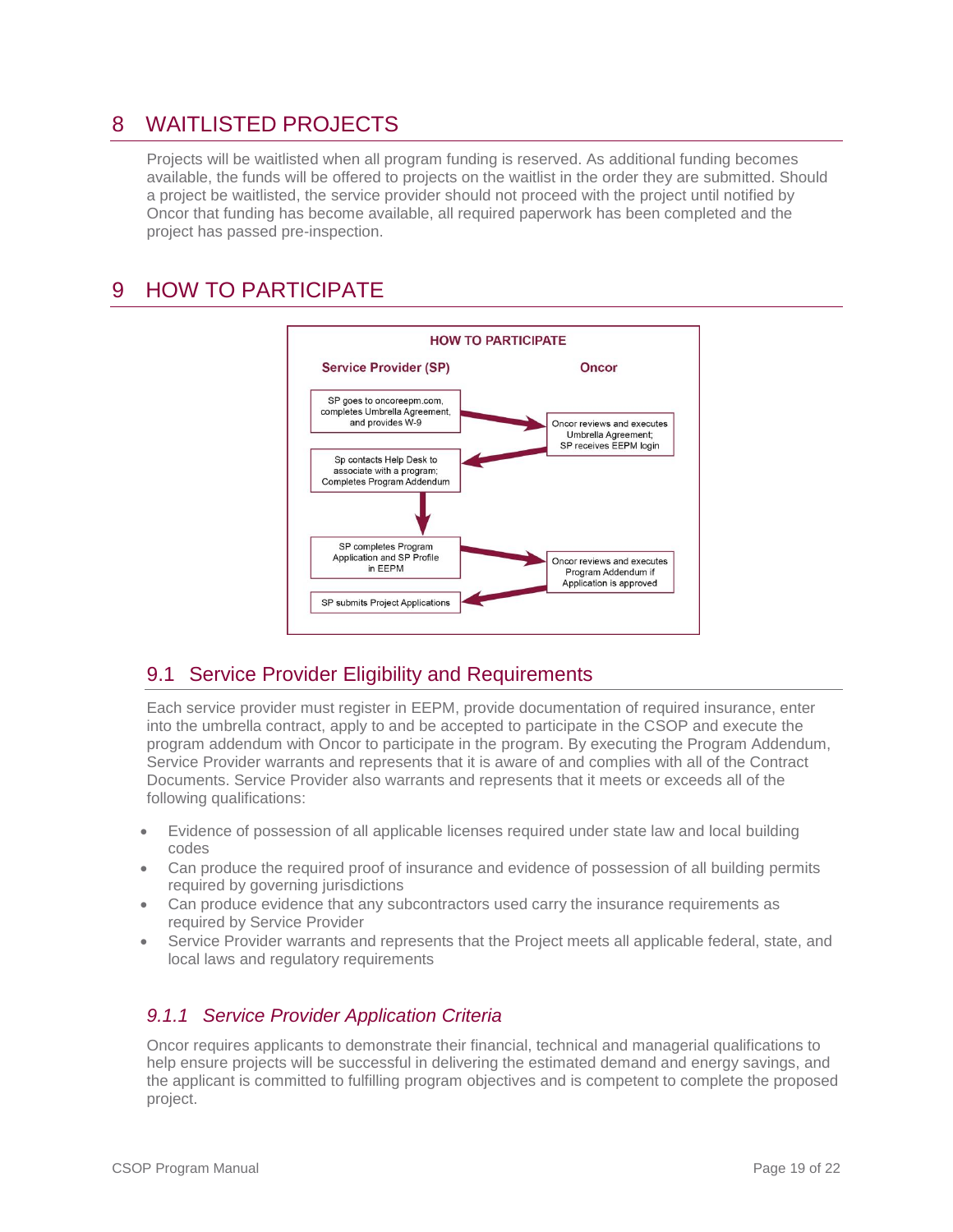# 8 WAITLISTED PROJECTS

Projects will be waitlisted when all program funding is reserved. As additional funding becomes available, the funds will be offered to projects on the waitlist in the order they are submitted. Should a project be waitlisted, the service provider should not proceed with the project until notified by Oncor that funding has become available, all required paperwork has been completed and the project has passed pre-inspection.

# 9 HOW TO PARTICIPATE

**HOW TO PARTICIPATE**

| Service Provider (SP) | | Oncor |
| --- | --- | --- |
| SP goes to oncoreepm.com, completes Umbrella Agreement, and provides W-9 | → | Oncor reviews and executes Umbrella Agreement; SP receives EEPM login |
| Sp contacts Help Desk to associate with a program; Completes Program Addendum | ← | |
| ↓ | | |
| SP completes Program Application and SP Profile in EEPM | → | Oncor reviews and executes Program Addendum if Application is approved |
| SP submits Project Applications | ← | |

## 9.1 Service Provider Eligibility and Requirements

Each service provider must register in EEPM, provide documentation of required insurance, enter into the umbrella contract, apply to and be accepted to participate in the CSOP and execute the program addendum with Oncor to participate in the program. By executing the Program Addendum, Service Provider warrants and represents that it is aware of and complies with all of the Contract Documents. Service Provider also warrants and represents that it meets or exceeds all of the following qualifications:

- Evidence of possession of all applicable licenses required under state law and local building codes
- Can produce the required proof of insurance and evidence of possession of all building permits required by governing jurisdictions
- Can produce evidence that any subcontractors used carry the insurance requirements as required by Service Provider
- Service Provider warrants and represents that the Project meets all applicable federal, state, and local laws and regulatory requirements

### *9.1.1 Service Provider Application Criteria*

Oncor requires applicants to demonstrate their financial, technical and managerial qualifications to help ensure projects will be successful in delivering the estimated demand and energy savings, and the applicant is committed to fulfilling program objectives and is competent to complete the proposed project.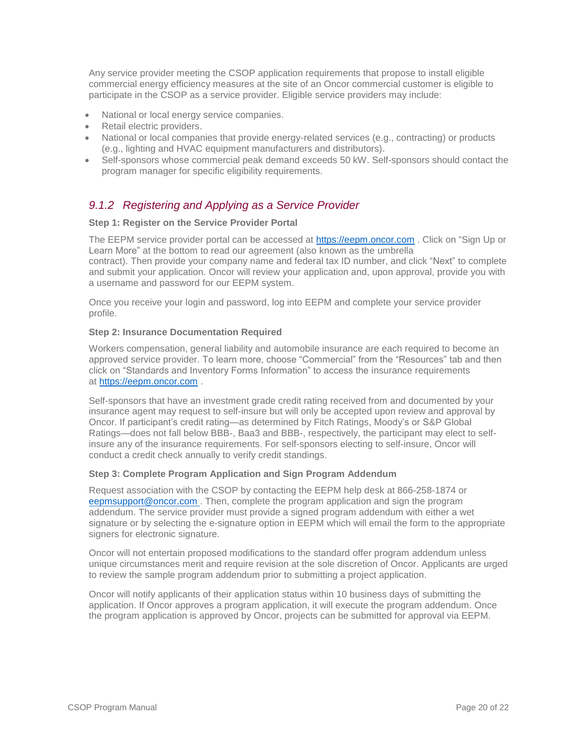Any service provider meeting the CSOP application requirements that propose to install eligible commercial energy efficiency measures at the site of an Oncor commercial customer is eligible to participate in the CSOP as a service provider. Eligible service providers may include:

- National or local energy service companies.
- Retail electric providers.
- National or local companies that provide energy-related services (e.g., contracting) or products (e.g., lighting and HVAC equipment manufacturers and distributors).
- Self-sponsors whose commercial peak demand exceeds 50 kW. Self-sponsors should contact the program manager for specific eligibility requirements.

### *9.1.2 Registering and Applying as a Service Provider*

**Step 1: Register on the Service Provider Portal**

The EEPM service provider portal can be accessed at https://eepm.oncor.com . Click on "Sign Up or Learn More" at the bottom to read our agreement (also known as the umbrella contract). Then provide your company name and federal tax ID number, and click "Next" to complete and submit your application. Oncor will review your application and, upon approval, provide you with a username and password for our EEPM system.

Once you receive your login and password, log into EEPM and complete your service provider profile.

**Step 2: Insurance Documentation Required**

Workers compensation, general liability and automobile insurance are each required to become an approved service provider. To learn more, choose "Commercial" from the "Resources" tab and then click on "Standards and Inventory Forms Information" to access the insurance requirements at https://eepm.oncor.com .

Self-sponsors that have an investment grade credit rating received from and documented by your insurance agent may request to self-insure but will only be accepted upon review and approval by Oncor. If participant's credit rating—as determined by Fitch Ratings, Moody's or S&P Global Ratings—does not fall below BBB-, Baa3 and BBB-, respectively, the participant may elect to self-insure any of the insurance requirements. For self-sponsors electing to self-insure, Oncor will conduct a credit check annually to verify credit standings.

**Step 3: Complete Program Application and Sign Program Addendum**

Request association with the CSOP by contacting the EEPM help desk at 866-258-1874 or eepmsupport@oncor.com . Then, complete the program application and sign the program addendum. The service provider must provide a signed program addendum with either a wet signature or by selecting the e-signature option in EEPM which will email the form to the appropriate signers for electronic signature.

Oncor will not entertain proposed modifications to the standard offer program addendum unless unique circumstances merit and require revision at the sole discretion of Oncor. Applicants are urged to review the sample program addendum prior to submitting a project application.

Oncor will notify applicants of their application status within 10 business days of submitting the application. If Oncor approves a program application, it will execute the program addendum. Once the program application is approved by Oncor, projects can be submitted for approval via EEPM.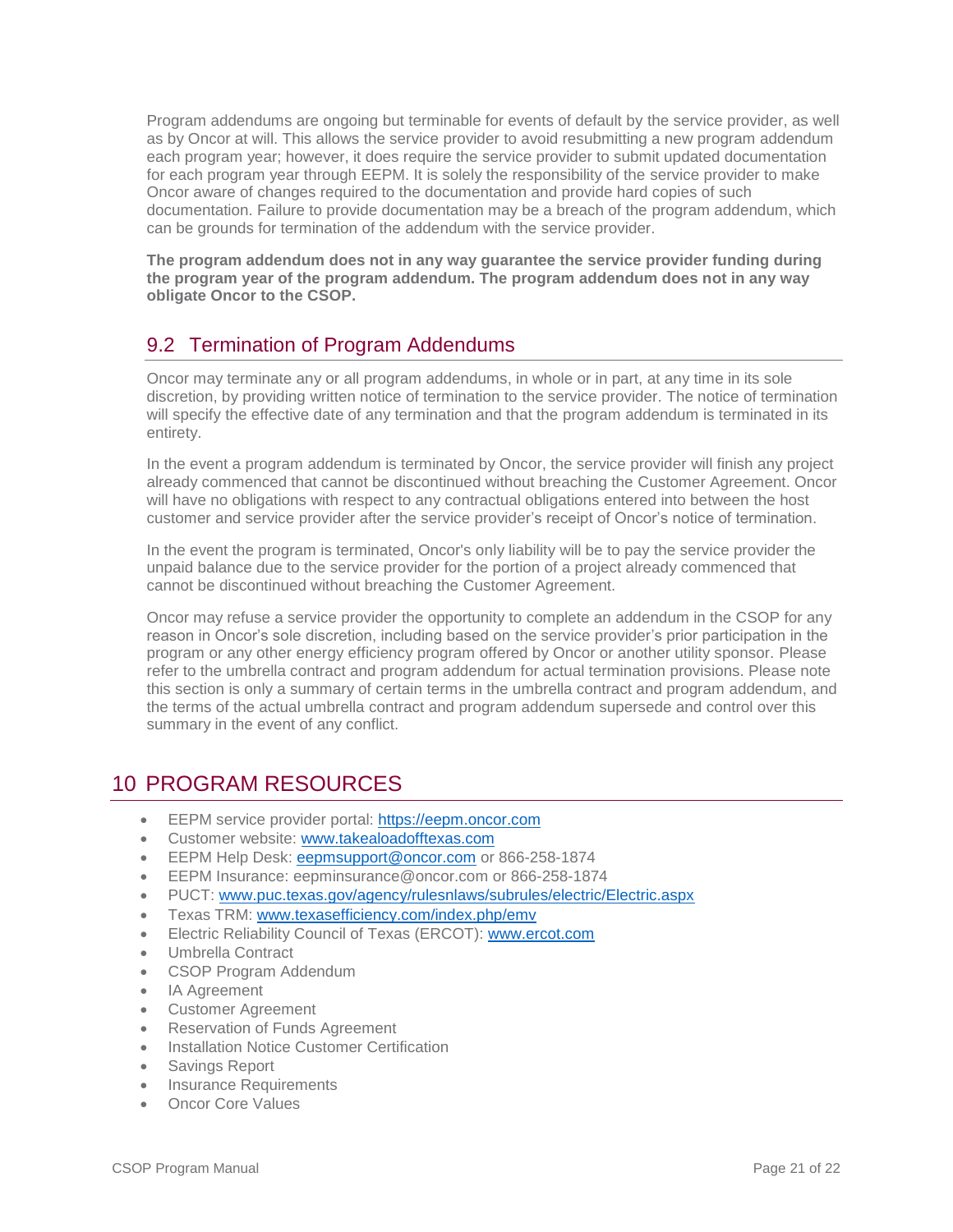Program addendums are ongoing but terminable for events of default by the service provider, as well as by Oncor at will. This allows the service provider to avoid resubmitting a new program addendum each program year; however, it does require the service provider to submit updated documentation for each program year through EEPM. It is solely the responsibility of the service provider to make Oncor aware of changes required to the documentation and provide hard copies of such documentation. Failure to provide documentation may be a breach of the program addendum, which can be grounds for termination of the addendum with the service provider.

**The program addendum does not in any way guarantee the service provider funding during the program year of the program addendum. The program addendum does not in any way obligate Oncor to the CSOP.**

## 9.2 Termination of Program Addendums

Oncor may terminate any or all program addendums, in whole or in part, at any time in its sole discretion, by providing written notice of termination to the service provider. The notice of termination will specify the effective date of any termination and that the program addendum is terminated in its entirety.

In the event a program addendum is terminated by Oncor, the service provider will finish any project already commenced that cannot be discontinued without breaching the Customer Agreement. Oncor will have no obligations with respect to any contractual obligations entered into between the host customer and service provider after the service provider's receipt of Oncor's notice of termination.

In the event the program is terminated, Oncor's only liability will be to pay the service provider the unpaid balance due to the service provider for the portion of a project already commenced that cannot be discontinued without breaching the Customer Agreement.

Oncor may refuse a service provider the opportunity to complete an addendum in the CSOP for any reason in Oncor's sole discretion, including based on the service provider's prior participation in the program or any other energy efficiency program offered by Oncor or another utility sponsor. Please refer to the umbrella contract and program addendum for actual termination provisions. Please note this section is only a summary of certain terms in the umbrella contract and program addendum, and the terms of the actual umbrella contract and program addendum supersede and control over this summary in the event of any conflict.

# 10 PROGRAM RESOURCES

- EEPM service provider portal: https://eepm.oncor.com
- Customer website: www.takealoadofftexas.com
- EEPM Help Desk: eepmsupport@oncor.com or 866-258-1874
- EEPM Insurance: eepminsurance@oncor.com or 866-258-1874
- PUCT: www.puc.texas.gov/agency/rulesnlaws/subrules/electric/Electric.aspx
- Texas TRM: www.texasefficiency.com/index.php/emv
- Electric Reliability Council of Texas (ERCOT): www.ercot.com
- Umbrella Contract
- CSOP Program Addendum
- IA Agreement
- Customer Agreement
- Reservation of Funds Agreement
- Installation Notice Customer Certification
- Savings Report
- Insurance Requirements
- Oncor Core Values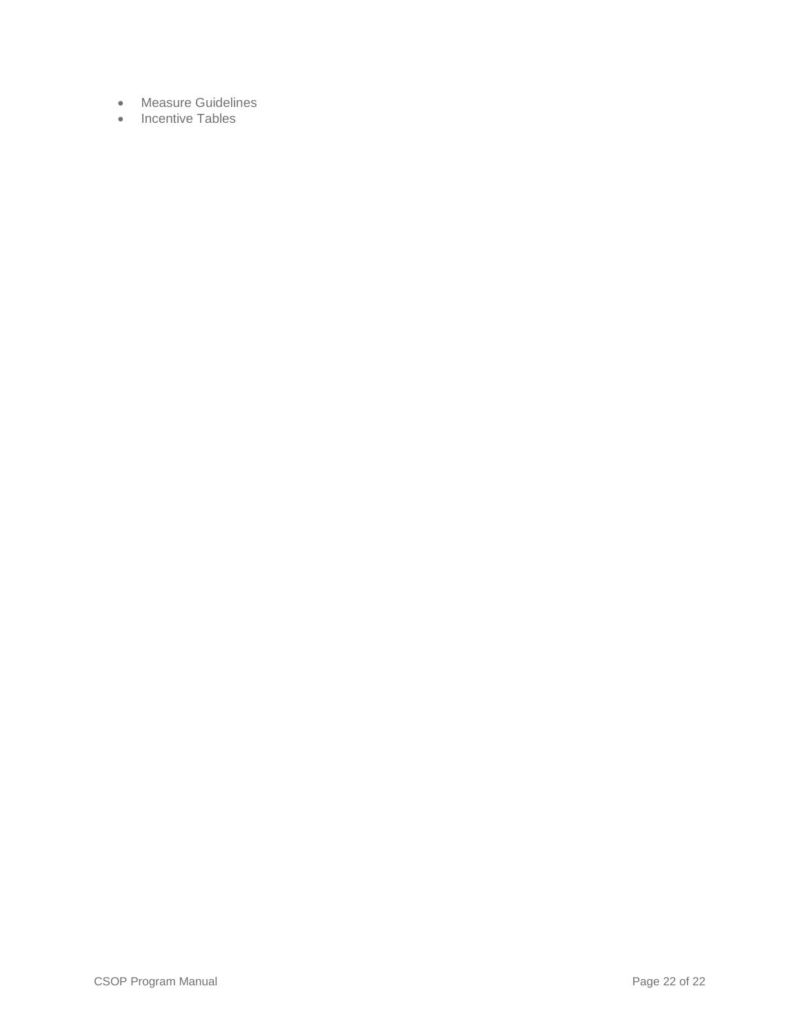- Measure Guidelines
- Incentive Tables